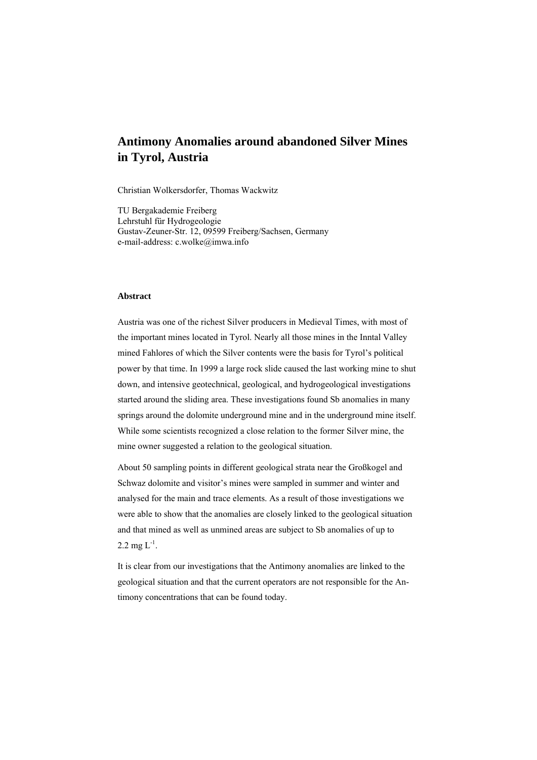# Antimony Anomalies around abandoned Silver Mines in Tyrol, Austria

Christian Wolkersdorfer, Thomas Wackwitz

TU Bergakademie Freiberg
Lehrstuhl für Hydrogeologie
Gustav-Zeuner-Str. 12, 09599 Freiberg/Sachsen, Germany
e-mail-address: c.wolke@imwa.info

## Abstract

Austria was one of the richest Silver producers in Medieval Times, with most of the important mines located in Tyrol. Nearly all those mines in the Inntal Valley mined Fahlores of which the Silver contents were the basis for Tyrol's political power by that time. In 1999 a large rock slide caused the last working mine to shut down, and intensive geotechnical, geological, and hydrogeological investigations started around the sliding area. These investigations found Sb anomalies in many springs around the dolomite underground mine and in the underground mine itself. While some scientists recognized a close relation to the former Silver mine, the mine owner suggested a relation to the geological situation.

About 50 sampling points in different geological strata near the Großkogel and Schwaz dolomite and visitor's mines were sampled in summer and winter and analysed for the main and trace elements. As a result of those investigations we were able to show that the anomalies are closely linked to the geological situation and that mined as well as unmined areas are subject to Sb anomalies of up to 2.2 mg $L^{-1}$.

It is clear from our investigations that the Antimony anomalies are linked to the geological situation and that the current operators are not responsible for the Antimony concentrations that can be found today.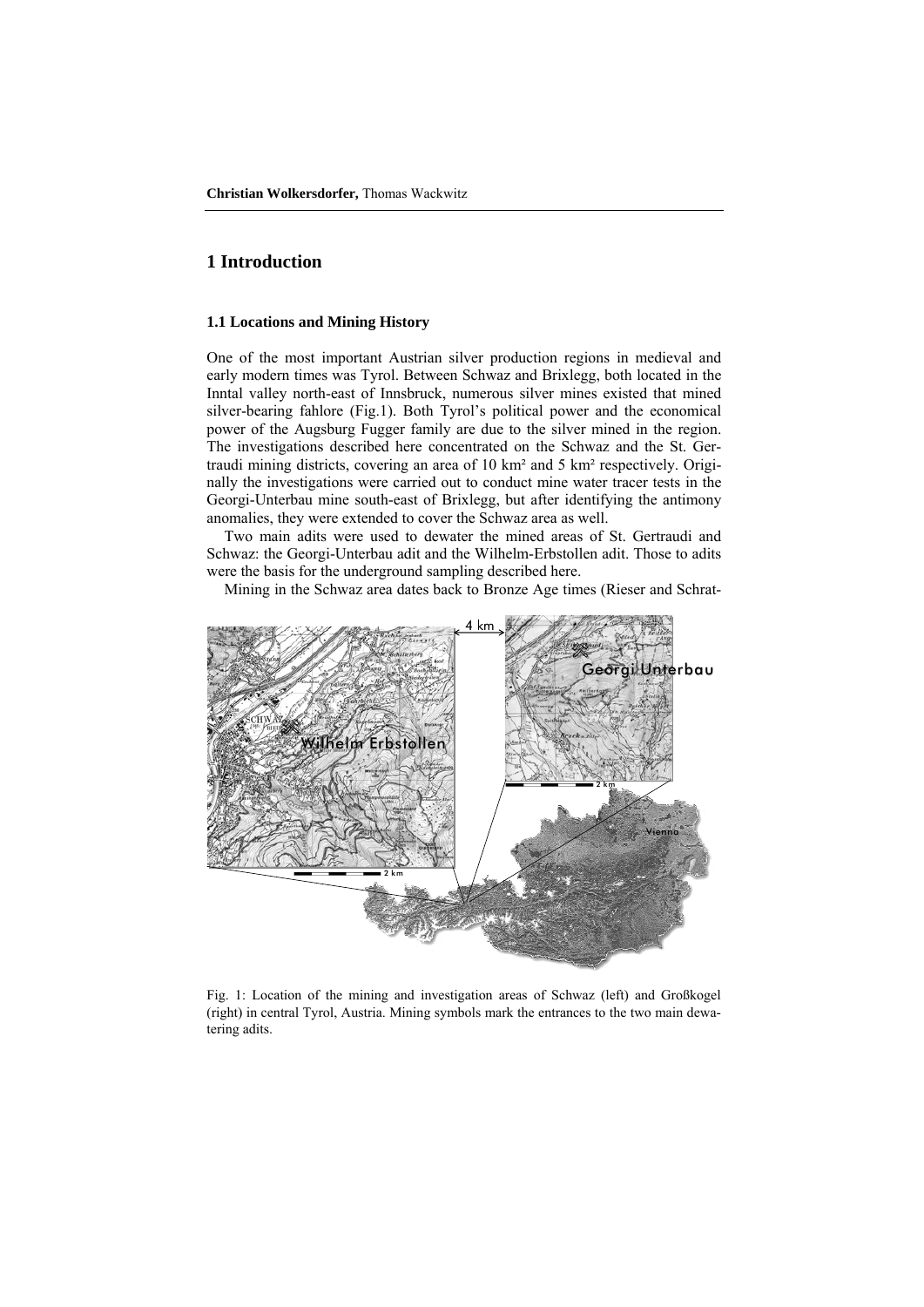# 1 Introduction

### 1.1 Locations and Mining History

One of the most important Austrian silver production regions in medieval and early modern times was Tyrol. Between Schwaz and Brixlegg, both located in the Inntal valley north-east of Innsbruck, numerous silver mines existed that mined silver-bearing fahlore (Fig.1). Both Tyrol's political power and the economical power of the Augsburg Fugger family are due to the silver mined in the region. The investigations described here concentrated on the Schwaz and the St. Gertraudi mining districts, covering an area of 10 km² and 5 km² respectively. Originally the investigations were carried out to conduct mine water tracer tests in the Georgi-Unterbau mine south-east of Brixlegg, but after identifying the antimony anomalies, they were extended to cover the Schwaz area as well.

Two main adits were used to dewater the mined areas of St. Gertraudi and Schwaz: the Georgi-Unterbau adit and the Wilhelm-Erbstollen adit. Those to adits were the basis for the underground sampling described here.

Mining in the Schwaz area dates back to Bronze Age times (Rieser and Schrat-

Fig. 1: Location of the mining and investigation areas of Schwaz (left) and Großkogel (right) in central Tyrol, Austria. Mining symbols mark the entrances to the two main dewatering adits.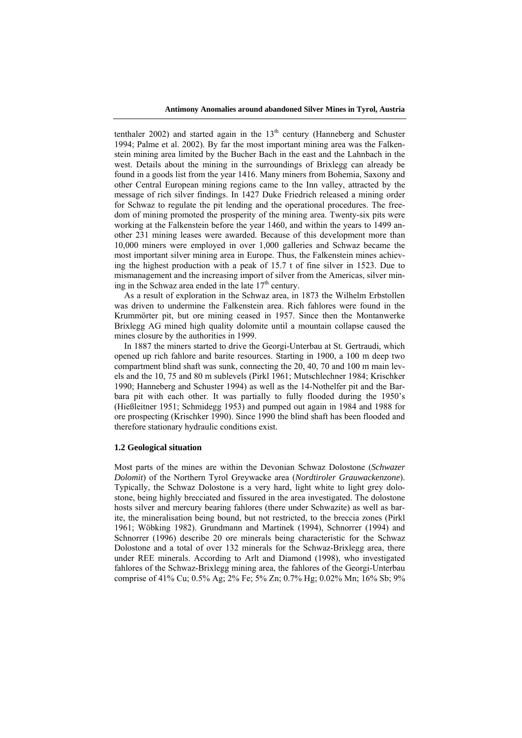tenthaler 2002) and started again in the 13th century (Hanneberg and Schuster 1994; Palme et al. 2002). By far the most important mining area was the Falkenstein mining area limited by the Bucher Bach in the east and the Lahnbach in the west. Details about the mining in the surroundings of Brixlegg can already be found in a goods list from the year 1416. Many miners from Bohemia, Saxony and other Central European mining regions came to the Inn valley, attracted by the message of rich silver findings. In 1427 Duke Friedrich released a mining order for Schwaz to regulate the pit lending and the operational procedures. The freedom of mining promoted the prosperity of the mining area. Twenty-six pits were working at the Falkenstein before the year 1460, and within the years to 1499 another 231 mining leases were awarded. Because of this development more than 10,000 miners were employed in over 1,000 galleries and Schwaz became the most important silver mining area in Europe. Thus, the Falkenstein mines achieving the highest production with a peak of 15.7 t of fine silver in 1523. Due to mismanagement and the increasing import of silver from the Americas, silver mining in the Schwaz area ended in the late 17th century.

As a result of exploration in the Schwaz area, in 1873 the Wilhelm Erbstollen was driven to undermine the Falkenstein area. Rich fahlores were found in the Krummörter pit, but ore mining ceased in 1957. Since then the Montanwerke Brixlegg AG mined high quality dolomite until a mountain collapse caused the mines closure by the authorities in 1999.

In 1887 the miners started to drive the Georgi-Unterbau at St. Gertraudi, which opened up rich fahlore and barite resources. Starting in 1900, a 100 m deep two compartment blind shaft was sunk, connecting the 20, 40, 70 and 100 m main levels and the 10, 75 and 80 m sublevels (Pirkl 1961; Mutschlechner 1984; Krischker 1990; Hanneberg and Schuster 1994) as well as the 14-Nothelfer pit and the Barbara pit with each other. It was partially to fully flooded during the 1950's (Hießleitner 1951; Schmidegg 1953) and pumped out again in 1984 and 1988 for ore prospecting (Krischker 1990). Since 1990 the blind shaft has been flooded and therefore stationary hydraulic conditions exist.

### 1.2 Geological situation

Most parts of the mines are within the Devonian Schwaz Dolostone (*Schwazer Dolomit*) of the Northern Tyrol Greywacke area (*Nordtiroler Grauwackenzone*). Typically, the Schwaz Dolostone is a very hard, light white to light grey dolostone, being highly brecciated and fissured in the area investigated. The dolostone hosts silver and mercury bearing fahlores (there under Schwazite) as well as barite, the mineralisation being bound, but not restricted, to the breccia zones (Pirkl 1961; Wöbking 1982). Grundmann and Martinek (1994), Schnorrer (1994) and Schnorrer (1996) describe 20 ore minerals being characteristic for the Schwaz Dolostone and a total of over 132 minerals for the Schwaz-Brixlegg area, there under REE minerals. According to Arlt and Diamond (1998), who investigated fahlores of the Schwaz-Brixlegg mining area, the fahlores of the Georgi-Unterbau comprise of 41% Cu; 0.5% Ag; 2% Fe; 5% Zn; 0.7% Hg; 0.02% Mn; 16% Sb; 9%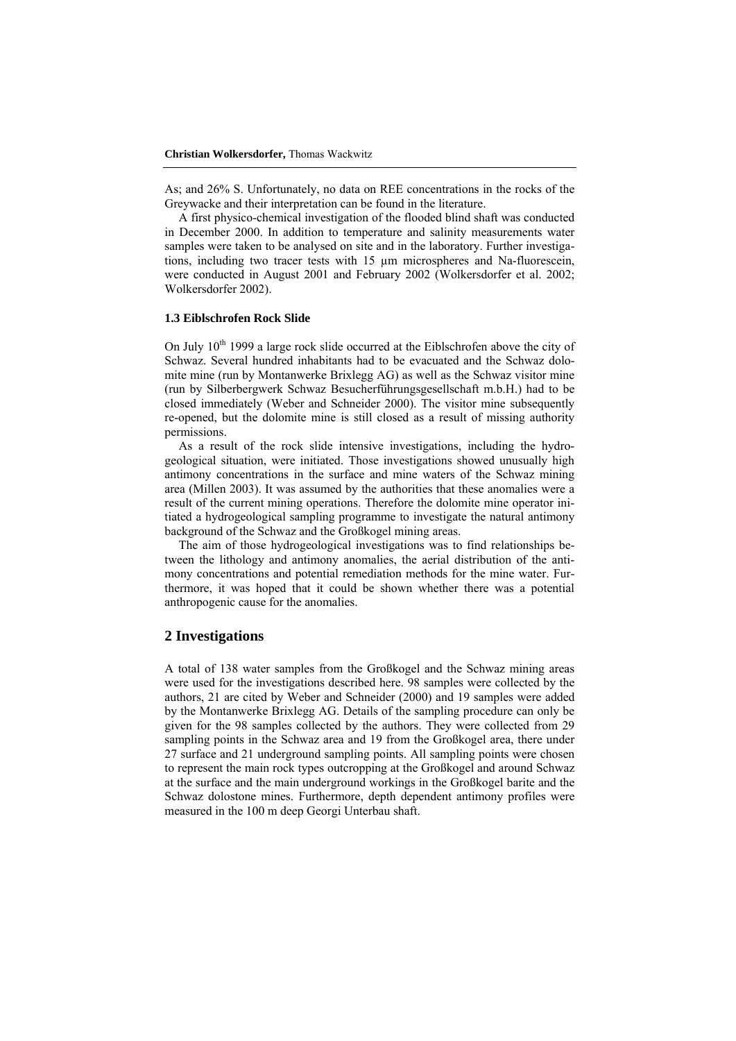As; and 26% S. Unfortunately, no data on REE concentrations in the rocks of the Greywacke and their interpretation can be found in the literature.

A first physico-chemical investigation of the flooded blind shaft was conducted in December 2000. In addition to temperature and salinity measurements water samples were taken to be analysed on site and in the laboratory. Further investigations, including two tracer tests with 15 µm microspheres and Na-fluorescein, were conducted in August 2001 and February 2002 (Wolkersdorfer et al. 2002; Wolkersdorfer 2002).

### 1.3 Eiblschrofen Rock Slide

On July 10th 1999 a large rock slide occurred at the Eiblschrofen above the city of Schwaz. Several hundred inhabitants had to be evacuated and the Schwaz dolomite mine (run by Montanwerke Brixlegg AG) as well as the Schwaz visitor mine (run by Silberbergwerk Schwaz Besucherführungsgesellschaft m.b.H.) had to be closed immediately (Weber and Schneider 2000). The visitor mine subsequently re-opened, but the dolomite mine is still closed as a result of missing authority permissions.

As a result of the rock slide intensive investigations, including the hydrogeological situation, were initiated. Those investigations showed unusually high antimony concentrations in the surface and mine waters of the Schwaz mining area (Millen 2003). It was assumed by the authorities that these anomalies were a result of the current mining operations. Therefore the dolomite mine operator initiated a hydrogeological sampling programme to investigate the natural antimony background of the Schwaz and the Großkogel mining areas.

The aim of those hydrogeological investigations was to find relationships between the lithology and antimony anomalies, the aerial distribution of the antimony concentrations and potential remediation methods for the mine water. Furthermore, it was hoped that it could be shown whether there was a potential anthropogenic cause for the anomalies.

## 2 Investigations

A total of 138 water samples from the Großkogel and the Schwaz mining areas were used for the investigations described here. 98 samples were collected by the authors, 21 are cited by Weber and Schneider (2000) and 19 samples were added by the Montanwerke Brixlegg AG. Details of the sampling procedure can only be given for the 98 samples collected by the authors. They were collected from 29 sampling points in the Schwaz area and 19 from the Großkogel area, there under 27 surface and 21 underground sampling points. All sampling points were chosen to represent the main rock types outcropping at the Großkogel and around Schwaz at the surface and the main underground workings in the Großkogel barite and the Schwaz dolostone mines. Furthermore, depth dependent antimony profiles were measured in the 100 m deep Georgi Unterbau shaft.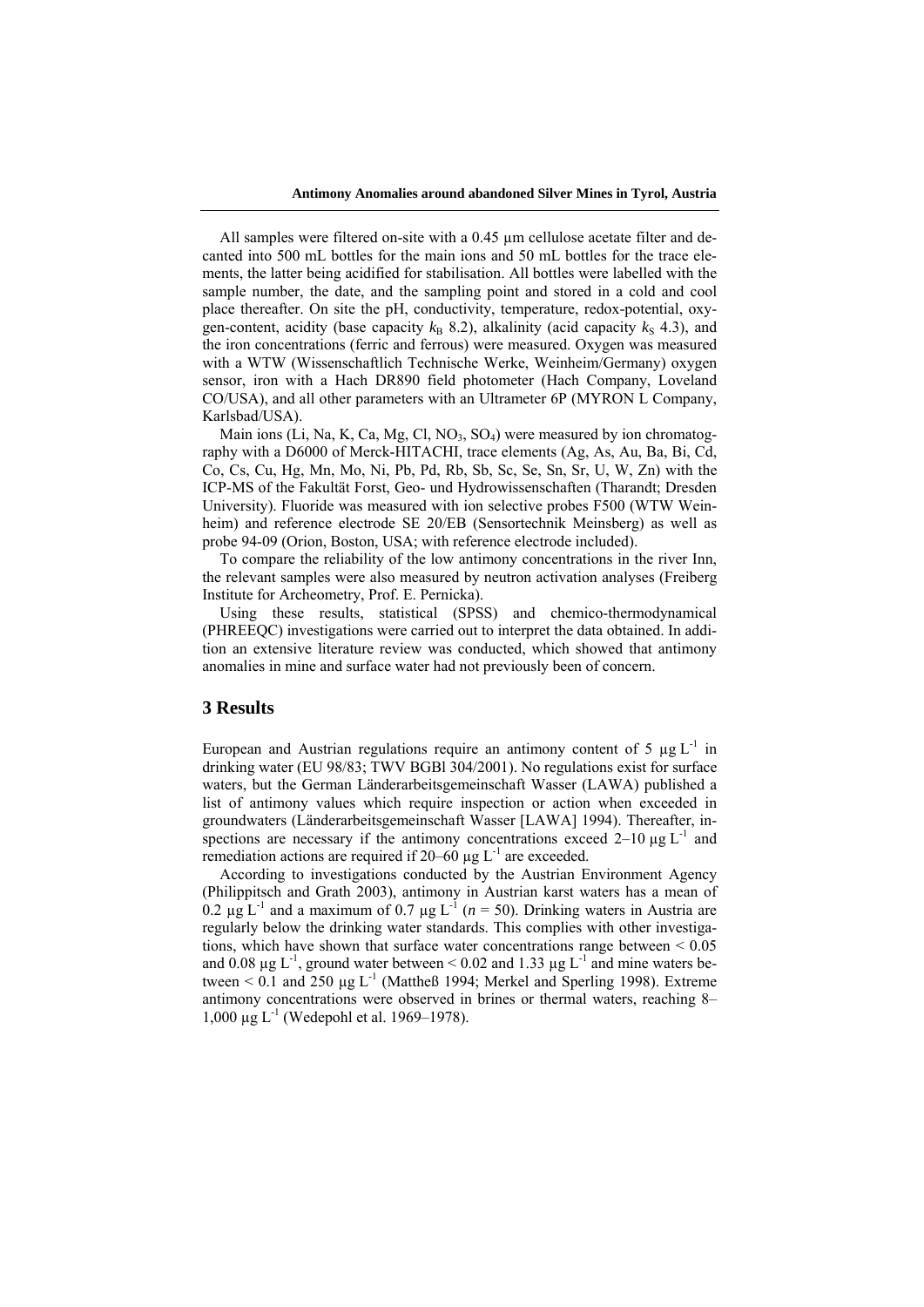All samples were filtered on-site with a 0.45 µm cellulose acetate filter and decanted into 500 mL bottles for the main ions and 50 mL bottles for the trace elements, the latter being acidified for stabilisation. All bottles were labelled with the sample number, the date, and the sampling point and stored in a cold and cool place thereafter. On site the pH, conductivity, temperature, redox-potential, oxygen-content, acidity (base capacity $k_B$ 8.2), alkalinity (acid capacity $k_S$ 4.3), and the iron concentrations (ferric and ferrous) were measured. Oxygen was measured with a WTW (Wissenschaftlich Technische Werke, Weinheim/Germany) oxygen sensor, iron with a Hach DR890 field photometer (Hach Company, Loveland CO/USA), and all other parameters with an Ultrameter 6P (MYRON L Company, Karlsbad/USA).

Main ions (Li, Na, K, Ca, Mg, Cl, $NO_3$, $SO_4$) were measured by ion chromatography with a D6000 of Merck-HITACHI, trace elements (Ag, As, Au, Ba, Bi, Cd, Co, Cs, Cu, Hg, Mn, Mo, Ni, Pb, Pd, Rb, Sb, Sc, Se, Sn, Sr, U, W, Zn) with the ICP-MS of the Fakultät Forst, Geo- und Hydrowissenschaften (Tharandt; Dresden University). Fluoride was measured with ion selective probes F500 (WTW Weinheim) and reference electrode SE 20/EB (Sensortechnik Meinsberg) as well as probe 94-09 (Orion, Boston, USA; with reference electrode included).

To compare the reliability of the low antimony concentrations in the river Inn, the relevant samples were also measured by neutron activation analyses (Freiberg Institute for Archeometry, Prof. E. Pernicka).

Using these results, statistical (SPSS) and chemico-thermodynamical (PHREEQC) investigations were carried out to interpret the data obtained. In addition an extensive literature review was conducted, which showed that antimony anomalies in mine and surface water had not previously been of concern.

## 3 Results

European and Austrian regulations require an antimony content of 5 µg $L^{-1}$ in drinking water (EU 98/83; TWV BGBl 304/2001). No regulations exist for surface waters, but the German Länderarbeitsgemeinschaft Wasser (LAWA) published a list of antimony values which require inspection or action when exceeded in groundwaters (Länderarbeitsgemeinschaft Wasser [LAWA] 1994). Thereafter, inspections are necessary if the antimony concentrations exceed 2–10 µg $L^{-1}$ and remediation actions are required if 20–60 µg $L^{-1}$ are exceeded.

According to investigations conducted by the Austrian Environment Agency (Philippitsch and Grath 2003), antimony in Austrian karst waters has a mean of 0.2 µg $L^{-1}$ and a maximum of 0.7 µg $L^{-1}$ ($n = 50$). Drinking waters in Austria are regularly below the drinking water standards. This complies with other investigations, which have shown that surface water concentrations range between < 0.05 and 0.08 µg $L^{-1}$, ground water between < 0.02 and 1.33 µg $L^{-1}$ and mine waters between < 0.1 and 250 µg $L^{-1}$ (Mattheß 1994; Merkel and Sperling 1998). Extreme antimony concentrations were observed in brines or thermal waters, reaching 8–1,000 µg $L^{-1}$ (Wedepohl et al. 1969–1978).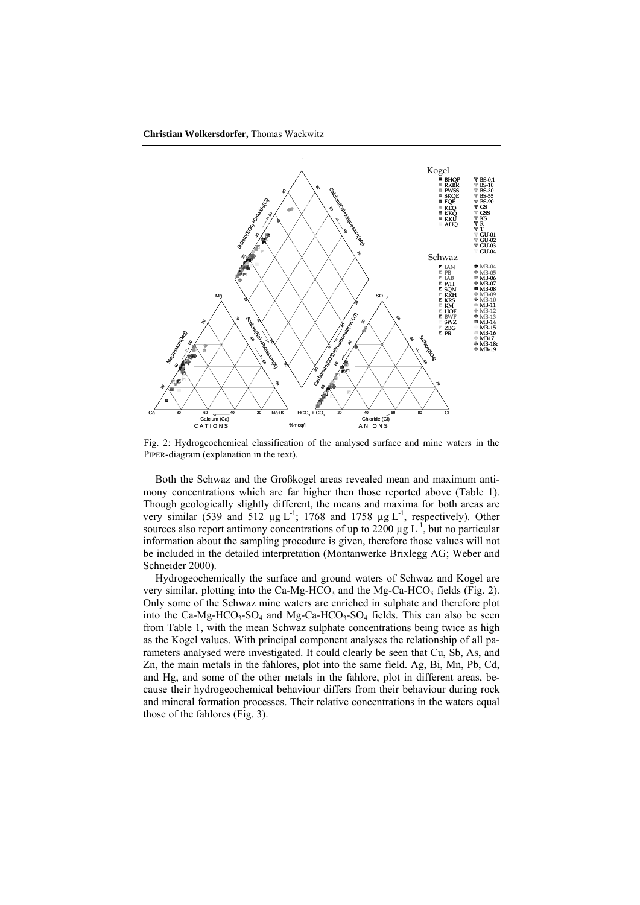Fig. 2: Hydrogeochemical classification of the analysed surface and mine waters in the PIPER-diagram (explanation in the text).

Both the Schwaz and the Großkogel areas revealed mean and maximum antimony concentrations which are far higher then those reported above (Table 1). Though geologically slightly different, the means and maxima for both areas are very similar (539 and 512 $\mu g\ L^{-1}$; 1768 and 1758 $\mu g\ L^{-1}$, respectively). Other sources also report antimony concentrations of up to 2200 $\mu g\ L^{-1}$, but no particular information about the sampling procedure is given, therefore those values will not be included in the detailed interpretation (Montanwerke Brixlegg AG; Weber and Schneider 2000).

Hydrogeochemically the surface and ground waters of Schwaz and Kogel are very similar, plotting into the Ca-Mg-$HCO_3$ and the Mg-Ca-$HCO_3$ fields (Fig. 2). Only some of the Schwaz mine waters are enriched in sulphate and therefore plot into the Ca-Mg-$HCO_3$-$SO_4$ and Mg-Ca-$HCO_3$-$SO_4$ fields. This can also be seen from Table 1, with the mean Schwaz sulphate concentrations being twice as high as the Kogel values. With principal component analyses the relationship of all parameters analysed were investigated. It could clearly be seen that Cu, Sb, As, and Zn, the main metals in the fahlores, plot into the same field. Ag, Bi, Mn, Pb, Cd, and Hg, and some of the other metals in the fahlore, plot in different areas, because their hydrogeochemical behaviour differs from their behaviour during rock and mineral formation processes. Their relative concentrations in the waters equal those of the fahlores (Fig. 3).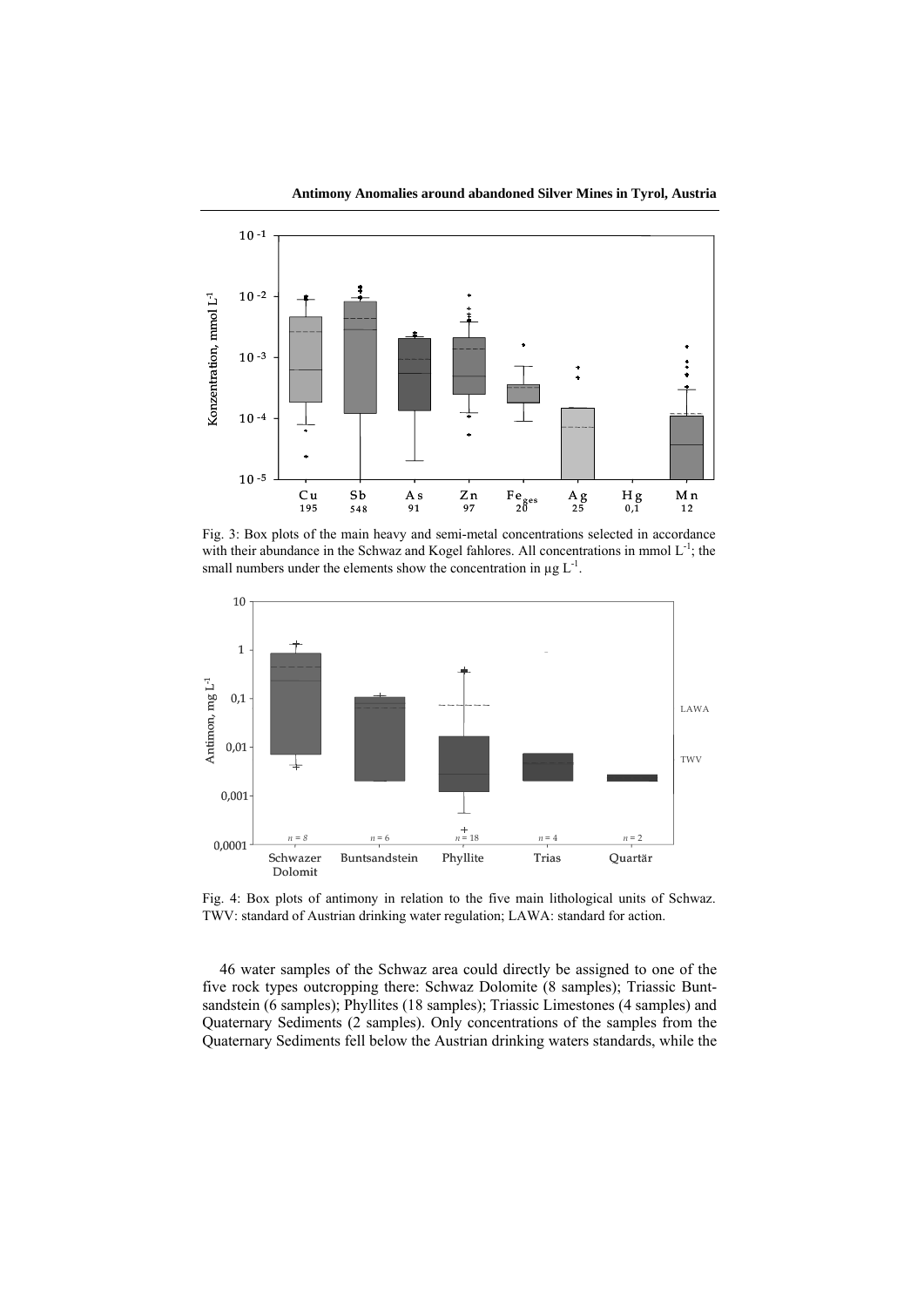Fig. 3: Box plots of the main heavy and semi-metal concentrations selected in accordance with their abundance in the Schwaz and Kogel fahlores. All concentrations in mmol $L^{-1}$; the small numbers under the elements show the concentration in µg $L^{-1}$.

Fig. 4: Box plots of antimony in relation to the five main lithological units of Schwaz. TWV: standard of Austrian drinking water regulation; LAWA: standard for action.

46 water samples of the Schwaz area could directly be assigned to one of the five rock types outcropping there: Schwaz Dolomite (8 samples); Triassic Buntsandstein (6 samples); Phyllites (18 samples); Triassic Limestones (4 samples) and Quaternary Sediments (2 samples). Only concentrations of the samples from the Quaternary Sediments fell below the Austrian drinking waters standards, while the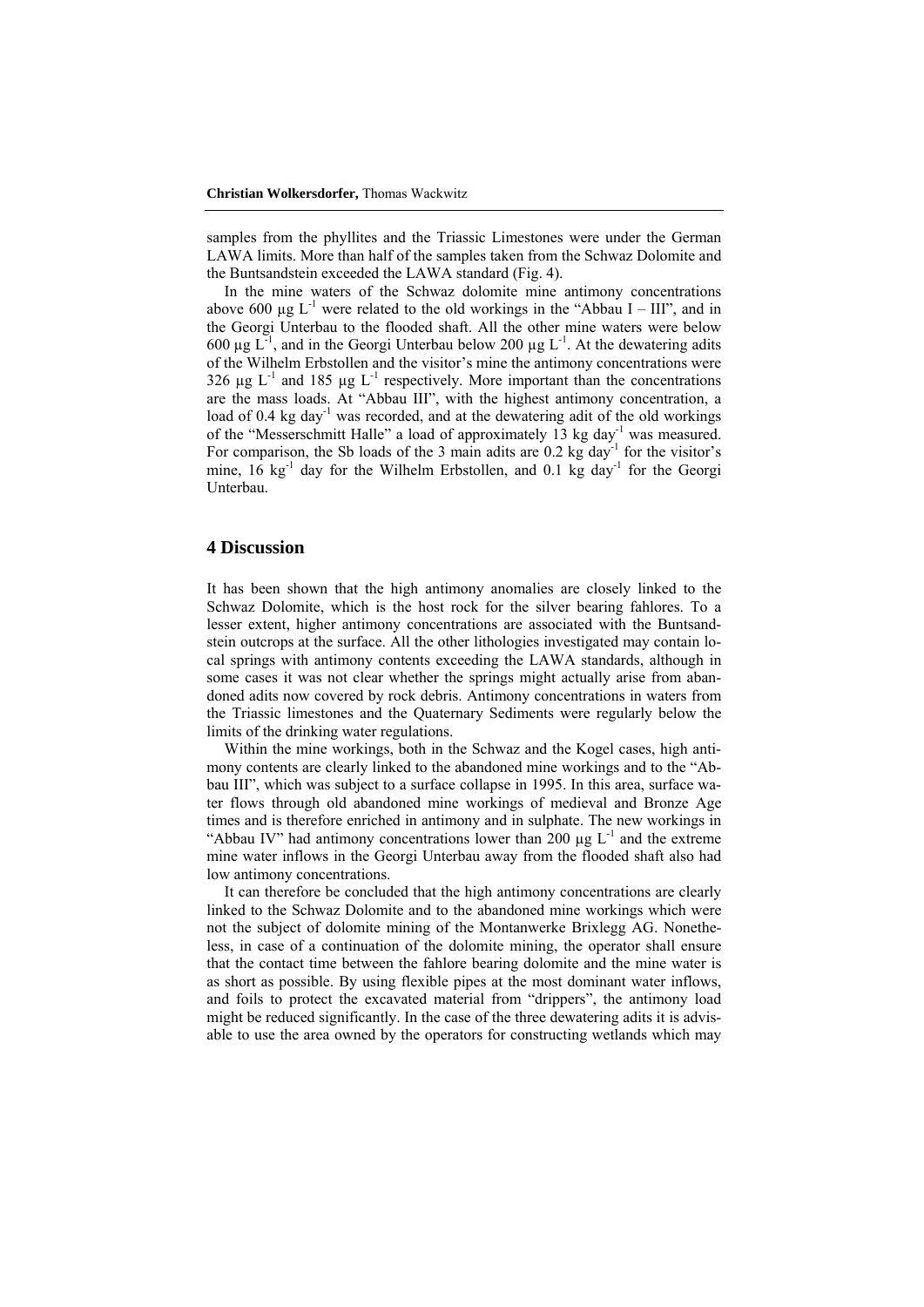samples from the phyllites and the Triassic Limestones were under the German LAWA limits. More than half of the samples taken from the Schwaz Dolomite and the Buntsandstein exceeded the LAWA standard (Fig. 4).

In the mine waters of the Schwaz dolomite mine antimony concentrations above 600 µg $L^{-1}$ were related to the old workings in the "Abbau I – III", and in the Georgi Unterbau to the flooded shaft. All the other mine waters were below 600 µg $L^{-1}$, and in the Georgi Unterbau below 200 µg $L^{-1}$. At the dewatering adits of the Wilhelm Erbstollen and the visitor's mine the antimony concentrations were 326 µg $L^{-1}$ and 185 µg $L^{-1}$ respectively. More important than the concentrations are the mass loads. At "Abbau III", with the highest antimony concentration, a load of 0.4 kg $day^{-1}$ was recorded, and at the dewatering adit of the old workings of the "Messerschmitt Halle" a load of approximately 13 kg $day^{-1}$ was measured. For comparison, the Sb loads of the 3 main adits are 0.2 kg $day^{-1}$ for the visitor's mine, 16 $kg^{-1}$ day for the Wilhelm Erbstollen, and 0.1 kg $day^{-1}$ for the Georgi Unterbau.

## 4 Discussion

It has been shown that the high antimony anomalies are closely linked to the Schwaz Dolomite, which is the host rock for the silver bearing fahlores. To a lesser extent, higher antimony concentrations are associated with the Buntsandstein outcrops at the surface. All the other lithologies investigated may contain local springs with antimony contents exceeding the LAWA standards, although in some cases it was not clear whether the springs might actually arise from abandoned adits now covered by rock debris. Antimony concentrations in waters from the Triassic limestones and the Quaternary Sediments were regularly below the limits of the drinking water regulations.

Within the mine workings, both in the Schwaz and the Kogel cases, high antimony contents are clearly linked to the abandoned mine workings and to the "Abbau III", which was subject to a surface collapse in 1995. In this area, surface water flows through old abandoned mine workings of medieval and Bronze Age times and is therefore enriched in antimony and in sulphate. The new workings in "Abbau IV" had antimony concentrations lower than 200 µg $L^{-1}$ and the extreme mine water inflows in the Georgi Unterbau away from the flooded shaft also had low antimony concentrations.

It can therefore be concluded that the high antimony concentrations are clearly linked to the Schwaz Dolomite and to the abandoned mine workings which were not the subject of dolomite mining of the Montanwerke Brixlegg AG. Nonetheless, in case of a continuation of the dolomite mining, the operator shall ensure that the contact time between the fahlore bearing dolomite and the mine water is as short as possible. By using flexible pipes at the most dominant water inflows, and foils to protect the excavated material from "drippers", the antimony load might be reduced significantly. In the case of the three dewatering adits it is advisable to use the area owned by the operators for constructing wetlands which may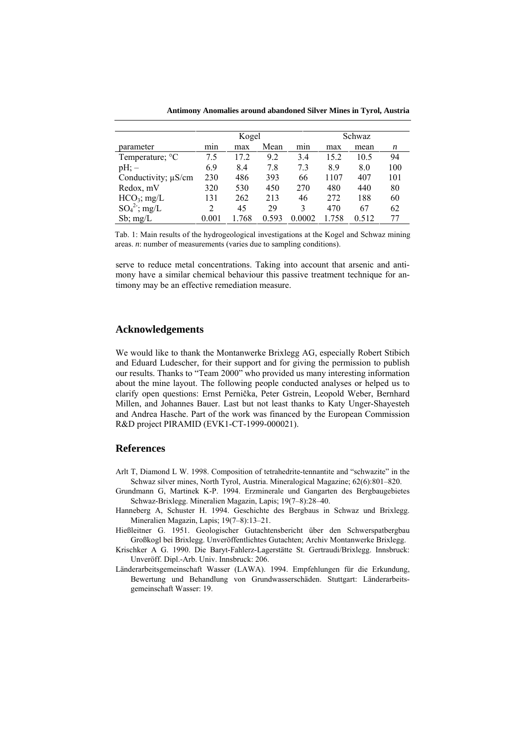| | Kogel | | | Schwaz | | | |
|---|---|---|---|---|---|---|---|
| parameter | min | max | Mean | min | max | mean | *n* |
| Temperature; °C | 7.5 | 17.2 | 9.2 | 3.4 | 15.2 | 10.5 | 94 |
| pH; – | 6.9 | 8.4 | 7.8 | 7.3 | 8.9 | 8.0 | 100 |
| Conductivity; µS/cm | 230 | 486 | 393 | 66 | 1107 | 407 | 101 |
| Redox, mV | 320 | 530 | 450 | 270 | 480 | 440 | 80 |
| $HCO_3$; mg/L | 131 | 262 | 213 | 46 | 272 | 188 | 60 |
| $SO_4^{2-}$; mg/L | 2 | 45 | 29 | 3 | 470 | 67 | 62 |
| Sb; mg/L | 0.001 | 1.768 | 0.593 | 0.0002 | 1.758 | 0.512 | 77 |

Tab. 1: Main results of the hydrogeological investigations at the Kogel and Schwaz mining areas. *n*: number of measurements (varies due to sampling conditions).

serve to reduce metal concentrations. Taking into account that arsenic and antimony have a similar chemical behaviour this passive treatment technique for antimony may be an effective remediation measure.

## Acknowledgements

We would like to thank the Montanwerke Brixlegg AG, especially Robert Stibich and Eduard Ludescher, for their support and for giving the permission to publish our results. Thanks to "Team 2000" who provided us many interesting information about the mine layout. The following people conducted analyses or helped us to clarify open questions: Ernst Pernička, Peter Gstrein, Leopold Weber, Bernhard Millen, and Johannes Bauer. Last but not least thanks to Katy Unger-Shayesteh and Andrea Hasche. Part of the work was financed by the European Commission R&D project PIRAMID (EVK1-CT-1999-000021).

## References

Arlt T, Diamond L W. 1998. Composition of tetrahedrite-tennantite and "schwazite" in the Schwaz silver mines, North Tyrol, Austria. Mineralogical Magazine; 62(6):801–820.

Grundmann G, Martinek K-P. 1994. Erzminerale und Gangarten des Bergbaugebietes Schwaz-Brixlegg. Mineralien Magazin, Lapis; 19(7–8):28–40.

Hanneberg A, Schuster H. 1994. Geschichte des Bergbaus in Schwaz und Brixlegg. Mineralien Magazin, Lapis; 19(7–8):13–21.

Hießleitner G. 1951. Geologischer Gutachtensbericht über den Schwerspatbergbau Großkogl bei Brixlegg. Unveröffentlichtes Gutachten; Archiv Montanwerke Brixlegg.

Krischker A G. 1990. Die Baryt-Fahlerz-Lagerstätte St. Gertraudi/Brixlegg. Innsbruck: Unveröff. Dipl.-Arb. Univ. Innsbruck: 206.

Länderarbeitsgemeinschaft Wasser (LAWA). 1994. Empfehlungen für die Erkundung, Bewertung und Behandlung von Grundwasserschäden. Stuttgart: Länderarbeitsgemeinschaft Wasser: 19.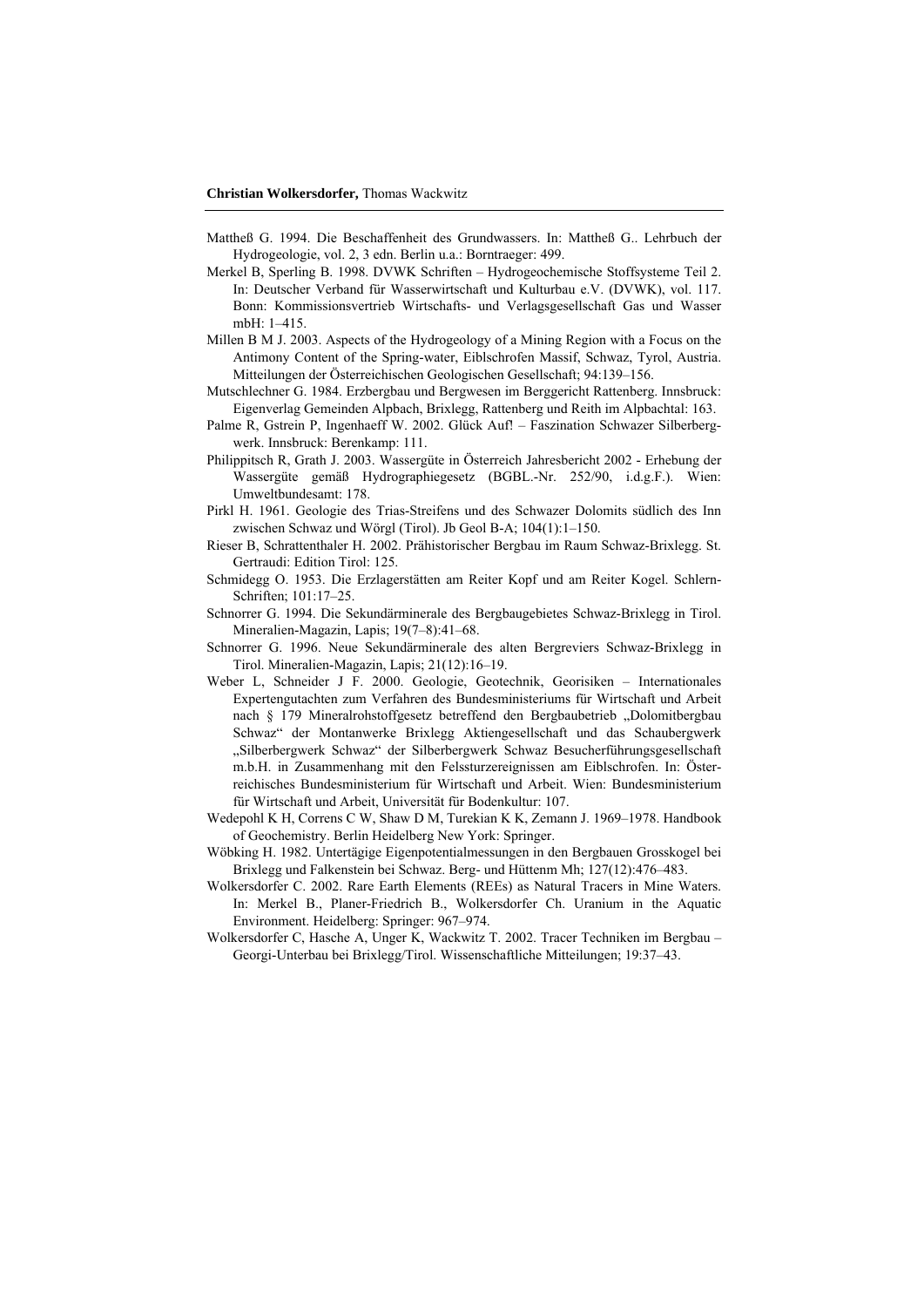Mattheß G. 1994. Die Beschaffenheit des Grundwassers. In: Mattheß G.. Lehrbuch der Hydrogeologie, vol. 2, 3 edn. Berlin u.a.: Borntraeger: 499.

Merkel B, Sperling B. 1998. DVWK Schriften – Hydrogeochemische Stoffsysteme Teil 2. In: Deutscher Verband für Wasserwirtschaft und Kulturbau e.V. (DVWK), vol. 117. Bonn: Kommissionsvertrieb Wirtschafts- und Verlagsgesellschaft Gas und Wasser mbH: 1–415.

Millen B M J. 2003. Aspects of the Hydrogeology of a Mining Region with a Focus on the Antimony Content of the Spring-water, Eiblschrofen Massif, Schwaz, Tyrol, Austria. Mitteilungen der Österreichischen Geologischen Gesellschaft; 94:139–156.

Mutschlechner G. 1984. Erzbergbau und Bergwesen im Berggericht Rattenberg. Innsbruck: Eigenverlag Gemeinden Alpbach, Brixlegg, Rattenberg und Reith im Alpbachtal: 163.

Palme R, Gstrein P, Ingenhaeff W. 2002. Glück Auf! – Faszination Schwazer Silberbergwerk. Innsbruck: Berenkamp: 111.

Philippitsch R, Grath J. 2003. Wassergüte in Österreich Jahresbericht 2002 - Erhebung der Wassergüte gemäß Hydrographiegesetz (BGBL.-Nr. 252/90, i.d.g.F.). Wien: Umweltbundesamt: 178.

Pirkl H. 1961. Geologie des Trias-Streifens und des Schwazer Dolomits südlich des Inn zwischen Schwaz und Wörgl (Tirol). Jb Geol B-A; 104(1):1–150.

Rieser B, Schrattenthaler H. 2002. Prähistorischer Bergbau im Raum Schwaz-Brixlegg. St. Gertraudi: Edition Tirol: 125.

Schmidegg O. 1953. Die Erzlagerstätten am Reiter Kopf und am Reiter Kogel. Schlern-Schriften; 101:17–25.

Schnorrer G. 1994. Die Sekundärminerale des Bergbaugebietes Schwaz-Brixlegg in Tirol. Mineralien-Magazin, Lapis; 19(7–8):41–68.

Schnorrer G. 1996. Neue Sekundärminerale des alten Bergreviers Schwaz-Brixlegg in Tirol. Mineralien-Magazin, Lapis; 21(12):16–19.

Weber L, Schneider J F. 2000. Geologie, Geotechnik, Georisiken – Internationales Expertengutachten zum Verfahren des Bundesministeriums für Wirtschaft und Arbeit nach § 179 Mineralrohstoffgesetz betreffend den Bergbaubetrieb „Dolomitbergbau Schwaz“ der Montanwerke Brixlegg Aktiengesellschaft und das Schaubergwerk „Silberbergwerk Schwaz“ der Silberbergwerk Schwaz Besucherführungsgesellschaft m.b.H. in Zusammenhang mit den Felssturzereignissen am Eiblschrofen. In: Österreichisches Bundesministerium für Wirtschaft und Arbeit. Wien: Bundesministerium für Wirtschaft und Arbeit, Universität für Bodenkultur: 107.

Wedepohl K H, Correns C W, Shaw D M, Turekian K K, Zemann J. 1969–1978. Handbook of Geochemistry. Berlin Heidelberg New York: Springer.

Wöbking H. 1982. Untertägige Eigenpotentialmessungen in den Bergbauen Grosskogel bei Brixlegg und Falkenstein bei Schwaz. Berg- und Hüttenm Mh; 127(12):476–483.

Wolkersdorfer C. 2002. Rare Earth Elements (REEs) as Natural Tracers in Mine Waters. In: Merkel B., Planer-Friedrich B., Wolkersdorfer Ch. Uranium in the Aquatic Environment. Heidelberg: Springer: 967–974.

Wolkersdorfer C, Hasche A, Unger K, Wackwitz T. 2002. Tracer Techniken im Bergbau – Georgi-Unterbau bei Brixlegg/Tirol. Wissenschaftliche Mitteilungen; 19:37–43.